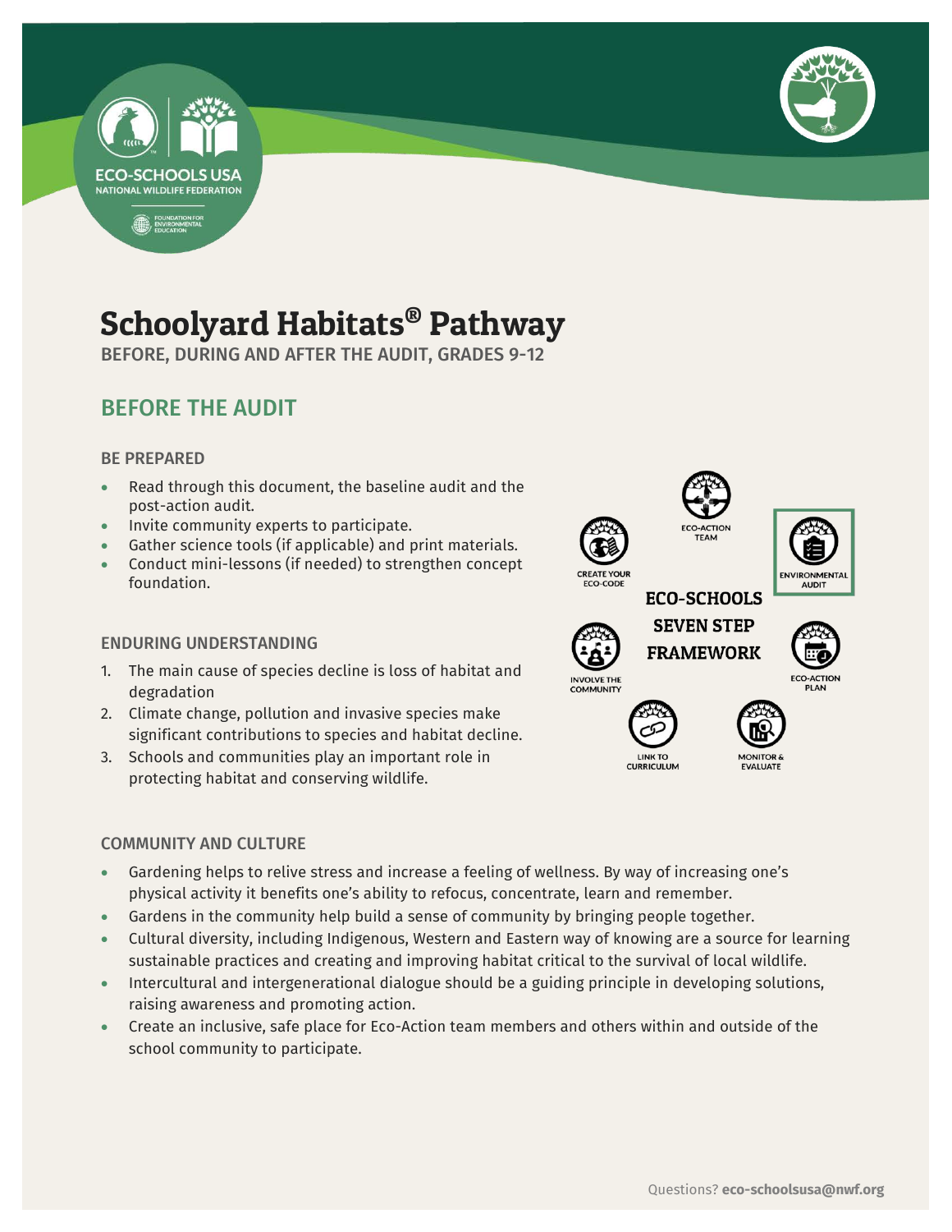# Schoolyard Habitats® Pathway

BEFORE, DURING AND AFTER THE AUDIT, GRADES 9-12

## BEFORE THE AUDIT

### BE PREPARED

- Read through this document, the baseline audit and the post-action audit.
- Invite community experts to participate.
- Gather science tools (if applicable) and print materials.
- Conduct mini-lessons (if needed) to strengthen concept foundation.

### ENDURING UNDERSTANDING

1. The main cause of species decline is loss of habitat and degradation
2. Climate change, pollution and invasive species make significant contributions to species and habitat decline.
3. Schools and communities play an important role in protecting habitat and conserving wildlife.

ECO-SCHOOLS SEVEN STEP FRAMEWORK

- ECO-ACTION TEAM
- ENVIRONMENTAL AUDIT
- ECO-ACTION PLAN
- MONITOR & EVALUATE
- LINK TO CURRICULUM
- INVOLVE THE COMMUNITY
- CREATE YOUR ECO-CODE

### COMMUNITY AND CULTURE

- Gardening helps to relive stress and increase a feeling of wellness. By way of increasing one's physical activity it benefits one's ability to refocus, concentrate, learn and remember.
- Gardens in the community help build a sense of community by bringing people together.
- Cultural diversity, including Indigenous, Western and Eastern way of knowing are a source for learning sustainable practices and creating and improving habitat critical to the survival of local wildlife.
- Intercultural and intergenerational dialogue should be a guiding principle in developing solutions, raising awareness and promoting action.
- Create an inclusive, safe place for Eco-Action team members and others within and outside of the school community to participate.

Questions? **eco-schoolsusa@nwf.org**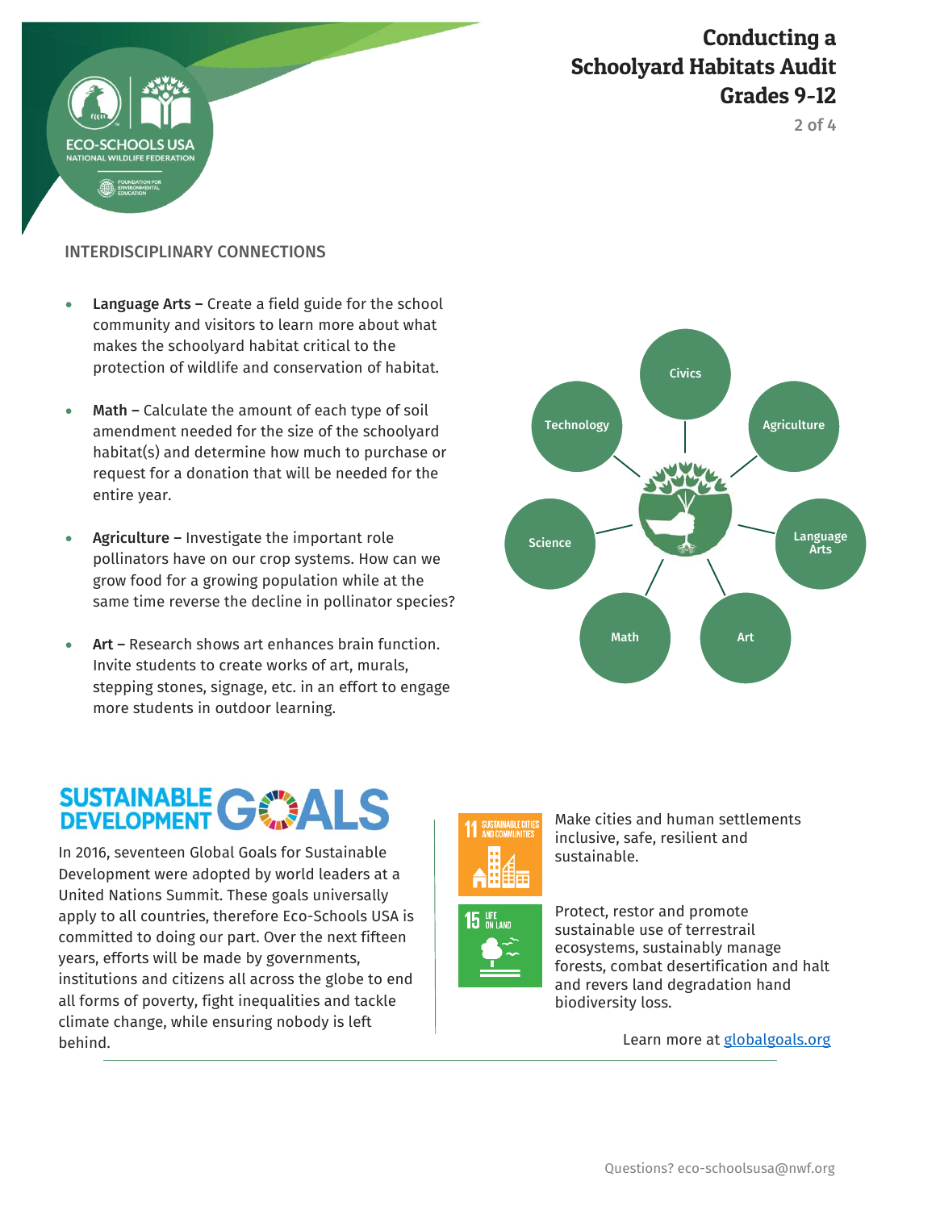## INTERDISCIPLINARY CONNECTIONS

- **Language Arts –** Create a field guide for the school community and visitors to learn more about what makes the schoolyard habitat critical to the protection of wildlife and conservation of habitat.
- **Math –** Calculate the amount of each type of soil amendment needed for the size of the schoolyard habitat(s) and determine how much to purchase or request for a donation that will be needed for the entire year.
- **Agriculture –** Investigate the important role pollinators have on our crop systems. How can we grow food for a growing population while at the same time reverse the decline in pollinator species?
- **Art –** Research shows art enhances brain function. Invite students to create works of art, murals, stepping stones, signage, etc. in an effort to engage more students in outdoor learning.

Civics, Agriculture, Language Arts, Art, Math, Science, Technology

## SUSTAINABLE DEVELOPMENT GOALS

In 2016, seventeen Global Goals for Sustainable Development were adopted by world leaders at a United Nations Summit. These goals universally apply to all countries, therefore Eco-Schools USA is committed to doing our part. Over the next fifteen years, efforts will be made by governments, institutions and citizens all across the globe to end all forms of poverty, fight inequalities and tackle climate change, while ensuring nobody is left behind.

**11 SUSTAINABLE CITIES AND COMMUNITIES** – Make cities and human settlements inclusive, safe, resilient and sustainable.

**15 LIFE ON LAND** – Protect, restor and promote sustainable use of terrestrail ecosystems, sustainably manage forests, combat desertification and halt and revers land degradation hand biodiversity loss.

Learn more at [globalgoals.org](globalgoals.org)

Questions? eco-schoolsusa@nwf.org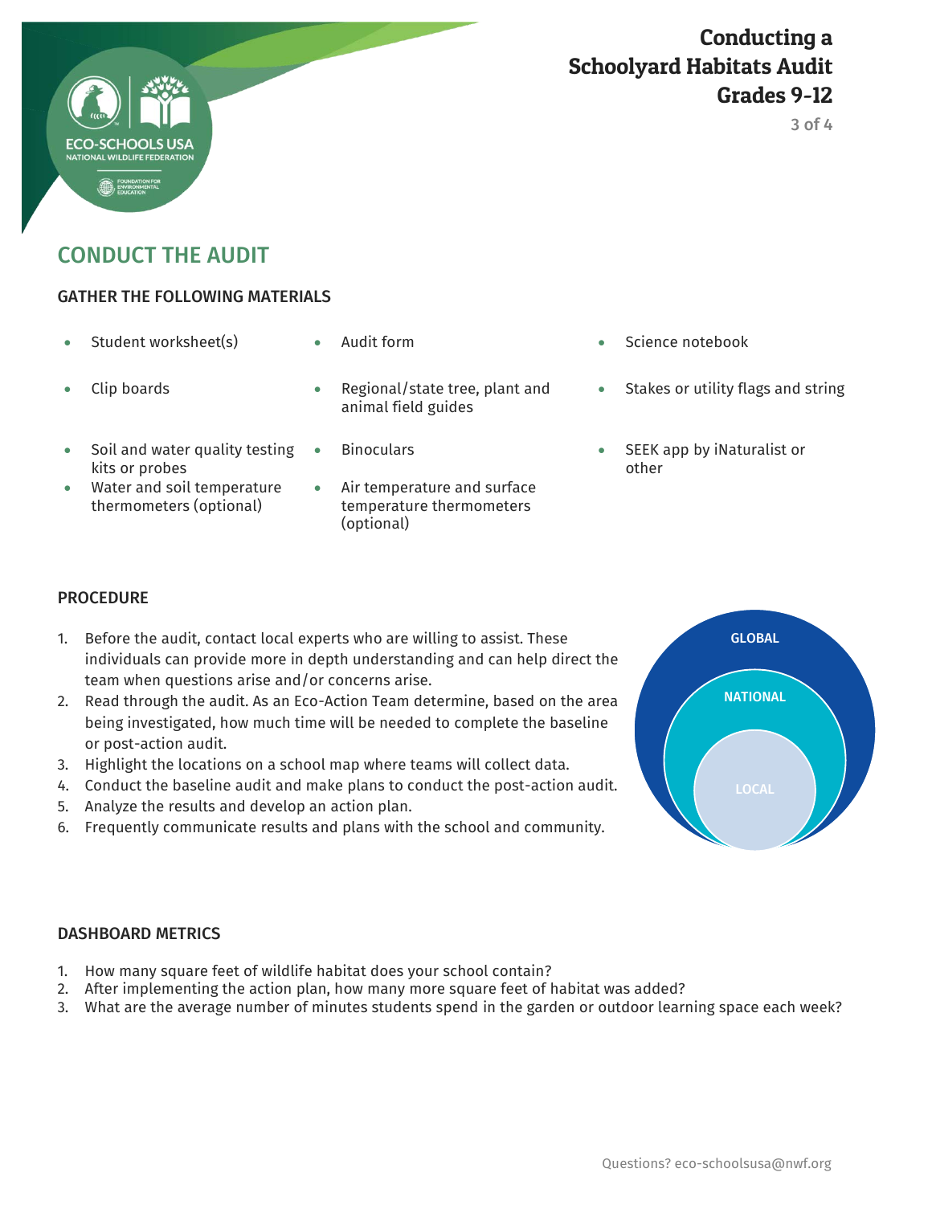# Conducting a Schoolyard Habitats Audit Grades 9-12

## CONDUCT THE AUDIT

### GATHER THE FOLLOWING MATERIALS

- Student worksheet(s)
- Audit form
- Science notebook
- Clip boards
- Regional/state tree, plant and animal field guides
- Stakes or utility flags and string
- Soil and water quality testing kits or probes
- Binoculars
- SEEK app by iNaturalist or other
- Water and soil temperature thermometers (optional)
- Air temperature and surface temperature thermometers (optional)

### PROCEDURE

1. Before the audit, contact local experts who are willing to assist. These individuals can provide more in depth understanding and can help direct the team when questions arise and/or concerns arise.
2. Read through the audit. As an Eco-Action Team determine, based on the area being investigated, how much time will be needed to complete the baseline or post-action audit.
3. Highlight the locations on a school map where teams will collect data.
4. Conduct the baseline audit and make plans to conduct the post-action audit.
5. Analyze the results and develop an action plan.
6. Frequently communicate results and plans with the school and community.

GLOBAL

NATIONAL

LOCAL

### DASHBOARD METRICS

1. How many square feet of wildlife habitat does your school contain?
2. After implementing the action plan, how many more square feet of habitat was added?
3. What are the average number of minutes students spend in the garden or outdoor learning space each week?

Questions? eco-schoolsusa@nwf.org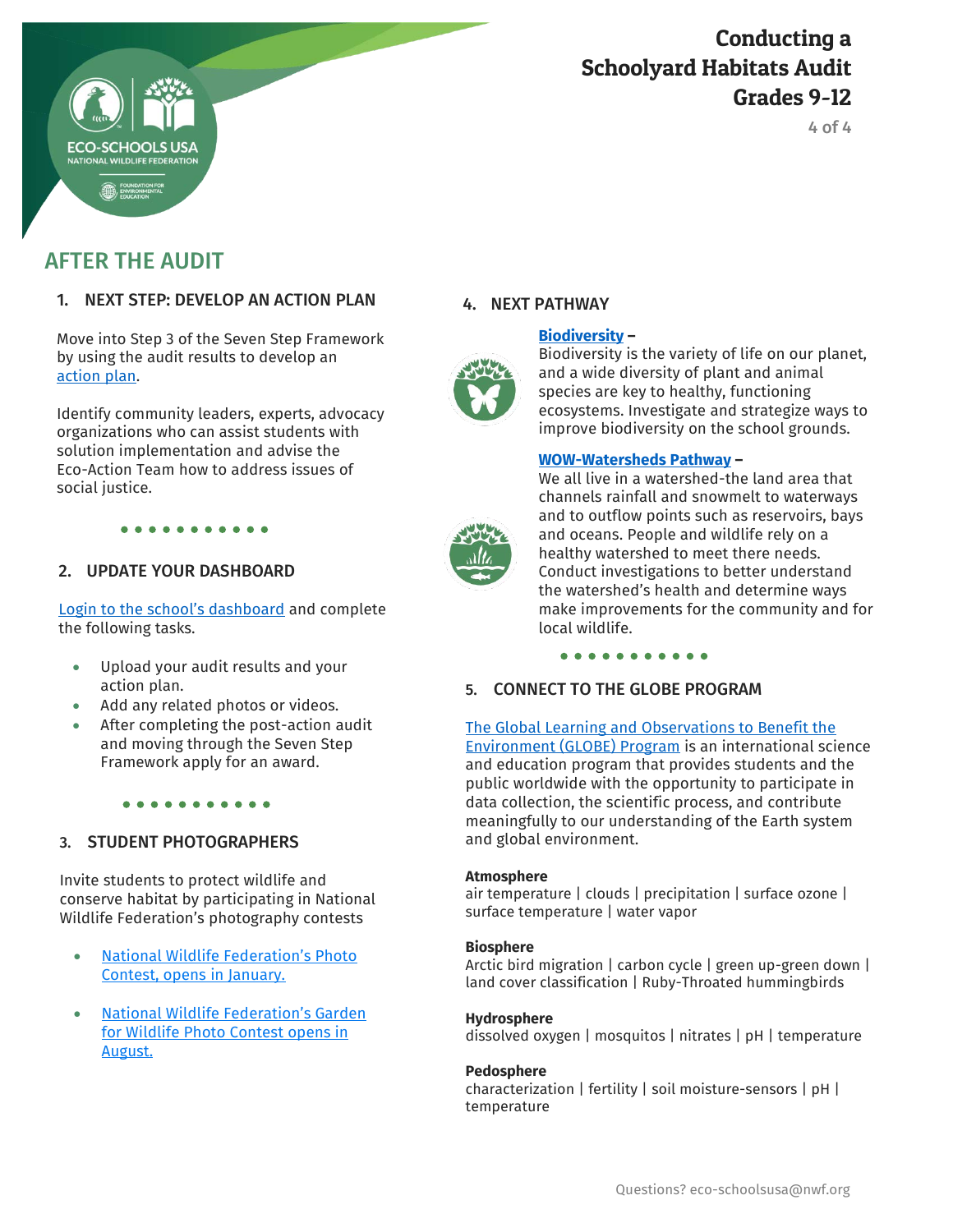# Conducting a Schoolyard Habitats Audit Grades 9-12

## AFTER THE AUDIT

### 1. NEXT STEP: DEVELOP AN ACTION PLAN

Move into Step 3 of the Seven Step Framework by using the audit results to develop an action plan.

Identify community leaders, experts, advocacy organizations who can assist students with solution implementation and advise the Eco-Action Team how to address issues of social justice.

### 2. UPDATE YOUR DASHBOARD

Login to the school's dashboard and complete the following tasks.

- Upload your audit results and your action plan.
- Add any related photos or videos.
- After completing the post-action audit and moving through the Seven Step Framework apply for an award.

### 3. STUDENT PHOTOGRAPHERS

Invite students to protect wildlife and conserve habitat by participating in National Wildlife Federation's photography contests

- National Wildlife Federation's Photo Contest, opens in January.
- National Wildlife Federation's Garden for Wildlife Photo Contest opens in August.

### 4. NEXT PATHWAY

**Biodiversity** – Biodiversity is the variety of life on our planet, and a wide diversity of plant and animal species are key to healthy, functioning ecosystems. Investigate and strategize ways to improve biodiversity on the school grounds.

**WOW-Watersheds Pathway** – We all live in a watershed-the land area that channels rainfall and snowmelt to waterways and to outflow points such as reservoirs, bays and oceans. People and wildlife rely on a healthy watershed to meet there needs. Conduct investigations to better understand the watershed's health and determine ways make improvements for the community and for local wildlife.

### 5. CONNECT TO THE GLOBE PROGRAM

The Global Learning and Observations to Benefit the Environment (GLOBE) Program is an international science and education program that provides students and the public worldwide with the opportunity to participate in data collection, the scientific process, and contribute meaningfully to our understanding of the Earth system and global environment.

**Atmosphere**
air temperature | clouds | precipitation | surface ozone | surface temperature | water vapor

**Biosphere**
Arctic bird migration | carbon cycle | green up-green down | land cover classification | Ruby-Throated hummingbirds

**Hydrosphere**
dissolved oxygen | mosquitos | nitrates | pH | temperature

**Pedosphere**
characterization | fertility | soil moisture-sensors | pH | temperature

Questions? eco-schoolsusa@nwf.org